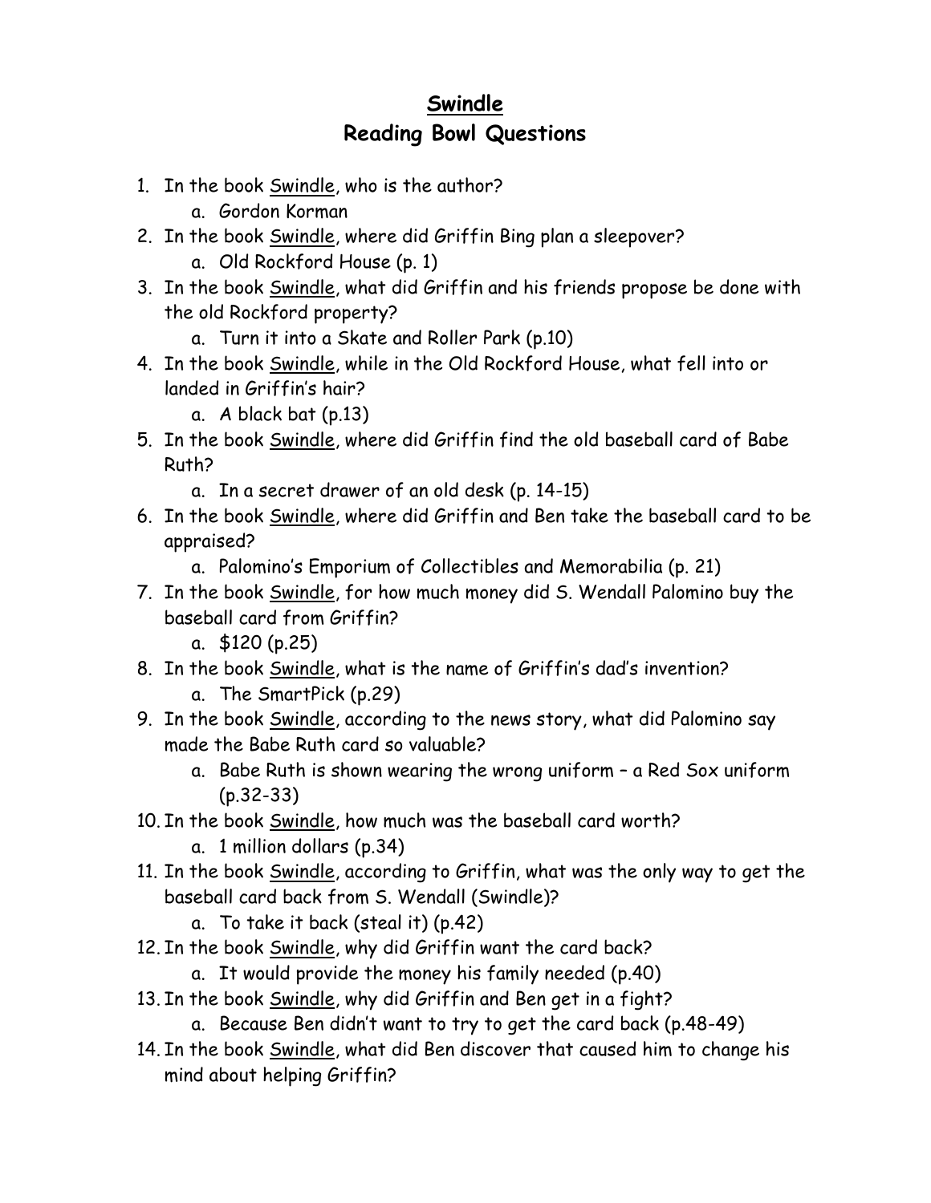# Swindle
## Reading Bowl Questions

1. In the book Swindle, who is the author?
    a. Gordon Korman
2. In the book Swindle, where did Griffin Bing plan a sleepover?
    a. Old Rockford House (p. 1)
3. In the book Swindle, what did Griffin and his friends propose be done with the old Rockford property?
    a. Turn it into a Skate and Roller Park (p.10)
4. In the book Swindle, while in the Old Rockford House, what fell into or landed in Griffin's hair?
    a. A black bat (p.13)
5. In the book Swindle, where did Griffin find the old baseball card of Babe Ruth?
    a. In a secret drawer of an old desk (p. 14-15)
6. In the book Swindle, where did Griffin and Ben take the baseball card to be appraised?
    a. Palomino's Emporium of Collectibles and Memorabilia (p. 21)
7. In the book Swindle, for how much money did S. Wendall Palomino buy the baseball card from Griffin?
    a. $120 (p.25)
8. In the book Swindle, what is the name of Griffin's dad's invention?
    a. The SmartPick (p.29)
9. In the book Swindle, according to the news story, what did Palomino say made the Babe Ruth card so valuable?
    a. Babe Ruth is shown wearing the wrong uniform – a Red Sox uniform (p.32-33)
10. In the book Swindle, how much was the baseball card worth?
    a. 1 million dollars (p.34)
11. In the book Swindle, according to Griffin, what was the only way to get the baseball card back from S. Wendall (Swindle)?
    a. To take it back (steal it) (p.42)
12. In the book Swindle, why did Griffin want the card back?
    a. It would provide the money his family needed (p.40)
13. In the book Swindle, why did Griffin and Ben get in a fight?
    a. Because Ben didn't want to try to get the card back (p.48-49)
14. In the book Swindle, what did Ben discover that caused him to change his mind about helping Griffin?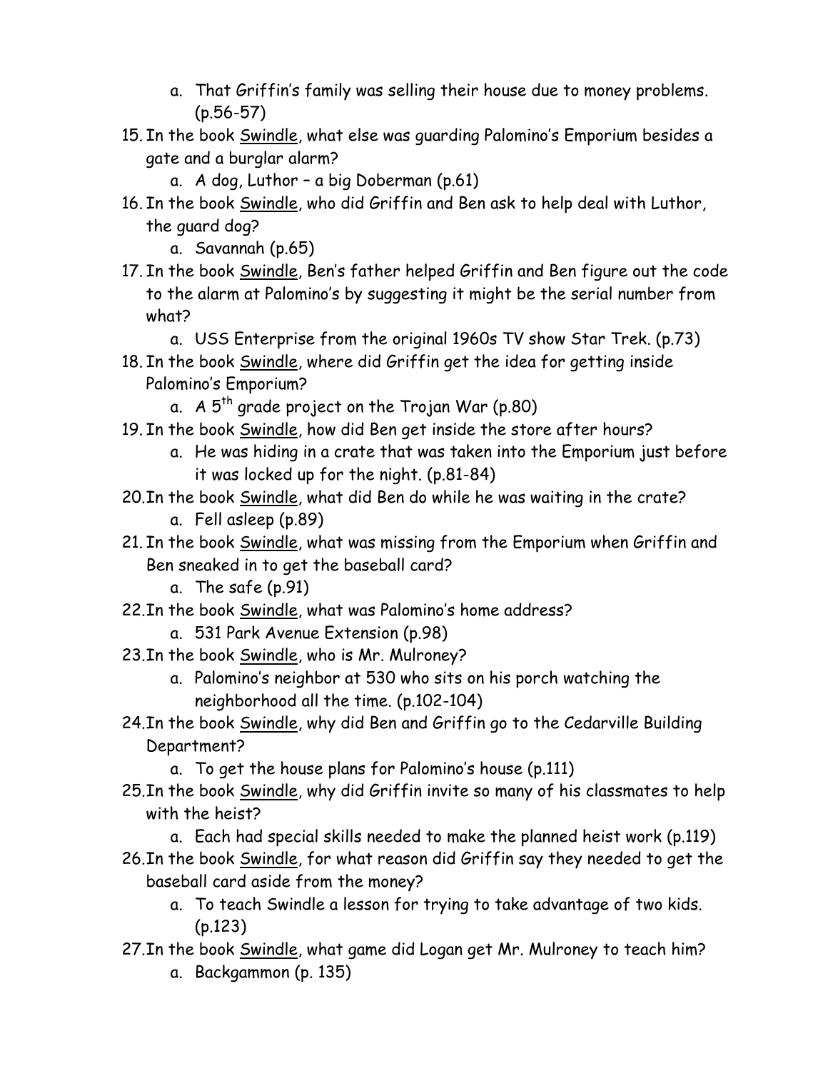a. That Griffin's family was selling their house due to money problems. (p.56-57)

15. In the book Swindle, what else was guarding Palomino's Emporium besides a gate and a burglar alarm?
    a. A dog, Luthor – a big Doberman (p.61)
16. In the book Swindle, who did Griffin and Ben ask to help deal with Luthor, the guard dog?
    a. Savannah (p.65)
17. In the book Swindle, Ben's father helped Griffin and Ben figure out the code to the alarm at Palomino's by suggesting it might be the serial number from what?
    a. USS Enterprise from the original 1960s TV show Star Trek. (p.73)
18. In the book Swindle, where did Griffin get the idea for getting inside Palomino's Emporium?
    a. A 5th grade project on the Trojan War (p.80)
19. In the book Swindle, how did Ben get inside the store after hours?
    a. He was hiding in a crate that was taken into the Emporium just before it was locked up for the night. (p.81-84)
20. In the book Swindle, what did Ben do while he was waiting in the crate?
    a. Fell asleep (p.89)
21. In the book Swindle, what was missing from the Emporium when Griffin and Ben sneaked in to get the baseball card?
    a. The safe (p.91)
22. In the book Swindle, what was Palomino's home address?
    a. 531 Park Avenue Extension (p.98)
23. In the book Swindle, who is Mr. Mulroney?
    a. Palomino's neighbor at 530 who sits on his porch watching the neighborhood all the time. (p.102-104)
24. In the book Swindle, why did Ben and Griffin go to the Cedarville Building Department?
    a. To get the house plans for Palomino's house (p.111)
25. In the book Swindle, why did Griffin invite so many of his classmates to help with the heist?
    a. Each had special skills needed to make the planned heist work (p.119)
26. In the book Swindle, for what reason did Griffin say they needed to get the baseball card aside from the money?
    a. To teach Swindle a lesson for trying to take advantage of two kids. (p.123)
27. In the book Swindle, what game did Logan get Mr. Mulroney to teach him?
    a. Backgammon (p. 135)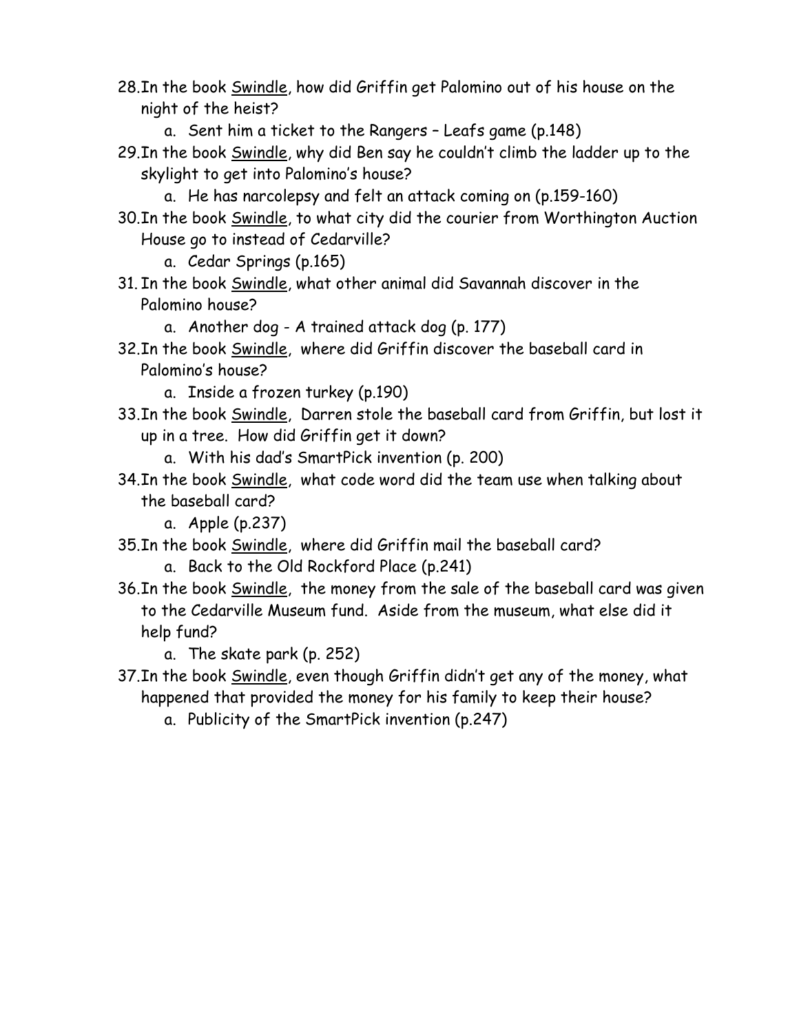28. In the book <u>Swindle</u>, how did Griffin get Palomino out of his house on the night of the heist?
    a. Sent him a ticket to the Rangers – Leafs game (p.148)
29. In the book <u>Swindle</u>, why did Ben say he couldn't climb the ladder up to the skylight to get into Palomino's house?
    a. He has narcolepsy and felt an attack coming on (p.159-160)
30. In the book <u>Swindle</u>, to what city did the courier from Worthington Auction House go to instead of Cedarville?
    a. Cedar Springs (p.165)
31. In the book <u>Swindle</u>, what other animal did Savannah discover in the Palomino house?
    a. Another dog - A trained attack dog (p. 177)
32. In the book <u>Swindle</u>, where did Griffin discover the baseball card in Palomino's house?
    a. Inside a frozen turkey (p.190)
33. In the book <u>Swindle</u>, Darren stole the baseball card from Griffin, but lost it up in a tree. How did Griffin get it down?
    a. With his dad's SmartPick invention (p. 200)
34. In the book <u>Swindle</u>, what code word did the team use when talking about the baseball card?
    a. Apple (p.237)
35. In the book <u>Swindle</u>, where did Griffin mail the baseball card?
    a. Back to the Old Rockford Place (p.241)
36. In the book <u>Swindle</u>, the money from the sale of the baseball card was given to the Cedarville Museum fund. Aside from the museum, what else did it help fund?
    a. The skate park (p. 252)
37. In the book <u>Swindle</u>, even though Griffin didn't get any of the money, what happened that provided the money for his family to keep their house?
    a. Publicity of the SmartPick invention (p.247)